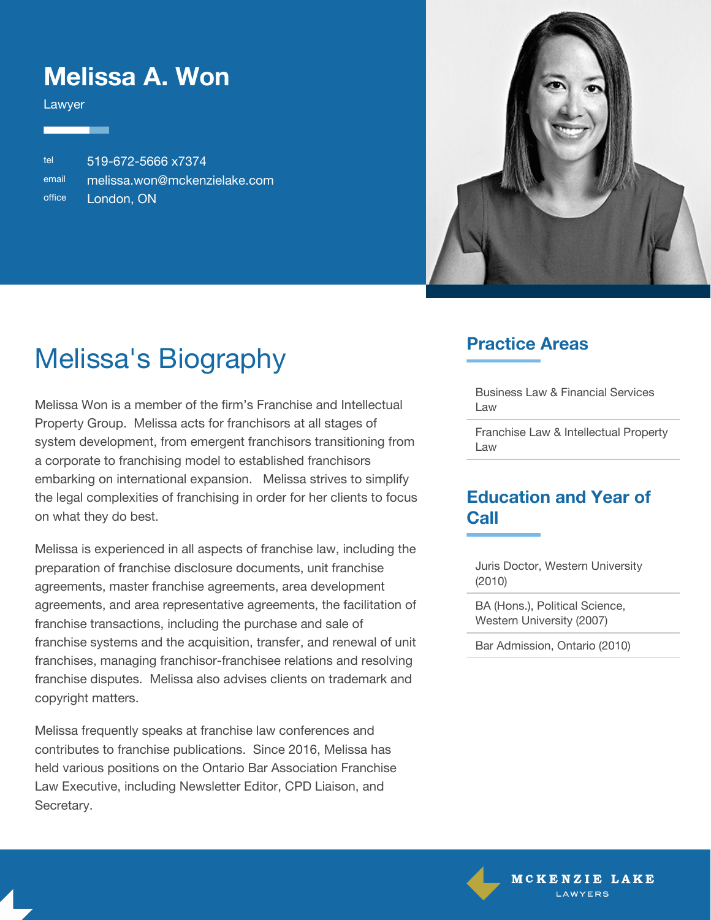# Melissa A. Won

Lawyer

tel 519-672-5666 x7374
email melissa.won@mckenzielake.com
office London, ON

## Melissa's Biography

Melissa Won is a member of the firm's Franchise and Intellectual Property Group. Melissa acts for franchisors at all stages of system development, from emergent franchisors transitioning from a corporate to franchising model to established franchisors embarking on international expansion. Melissa strives to simplify the legal complexities of franchising in order for her clients to focus on what they do best.

Melissa is experienced in all aspects of franchise law, including the preparation of franchise disclosure documents, unit franchise agreements, master franchise agreements, area development agreements, and area representative agreements, the facilitation of franchise transactions, including the purchase and sale of franchise systems and the acquisition, transfer, and renewal of unit franchises, managing franchisor-franchisee relations and resolving franchise disputes. Melissa also advises clients on trademark and copyright matters.

Melissa frequently speaks at franchise law conferences and contributes to franchise publications. Since 2016, Melissa has held various positions on the Ontario Bar Association Franchise Law Executive, including Newsletter Editor, CPD Liaison, and Secretary.

## Practice Areas

- Business Law & Financial Services Law
- Franchise Law & Intellectual Property Law

## Education and Year of Call

- Juris Doctor, Western University (2010)
- BA (Hons.), Political Science, Western University (2007)
- Bar Admission, Ontario (2010)

McKENZIE LAKE LAWYERS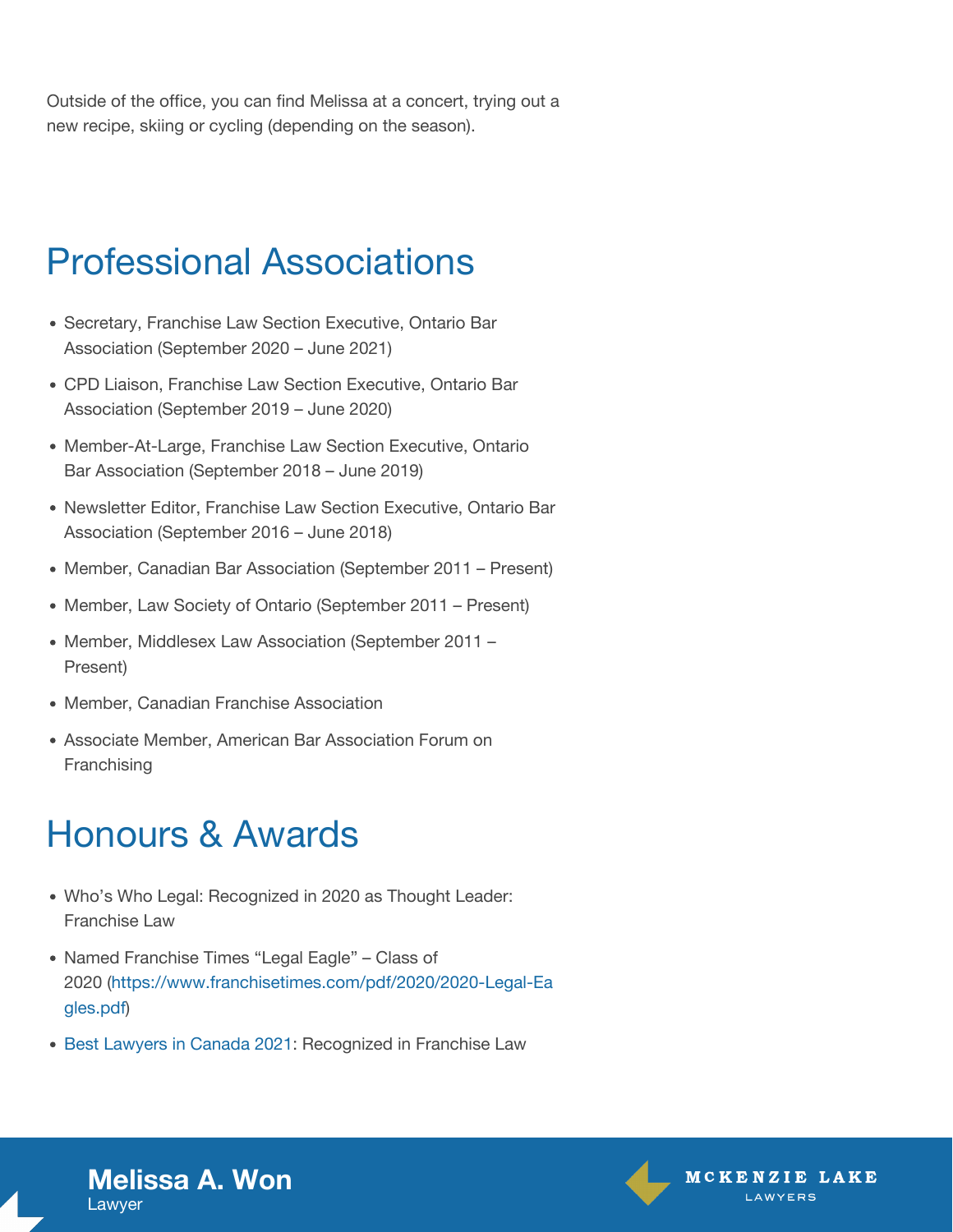Outside of the office, you can find Melissa at a concert, trying out a new recipe, skiing or cycling (depending on the season).

## Professional Associations

- Secretary, Franchise Law Section Executive, Ontario Bar Association (September 2020 – June 2021)
- CPD Liaison, Franchise Law Section Executive, Ontario Bar Association (September 2019 – June 2020)
- Member-At-Large, Franchise Law Section Executive, Ontario Bar Association (September 2018 – June 2019)
- Newsletter Editor, Franchise Law Section Executive, Ontario Bar Association (September 2016 – June 2018)
- Member, Canadian Bar Association (September 2011 – Present)
- Member, Law Society of Ontario (September 2011 – Present)
- Member, Middlesex Law Association (September 2011 – Present)
- Member, Canadian Franchise Association
- Associate Member, American Bar Association Forum on Franchising

## Honours & Awards

- Who's Who Legal: Recognized in 2020 as Thought Leader: Franchise Law
- Named Franchise Times "Legal Eagle" – Class of 2020 (https://www.franchisetimes.com/pdf/2020/2020-Legal-Eagles.pdf)
- Best Lawyers in Canada 2021: Recognized in Franchise Law